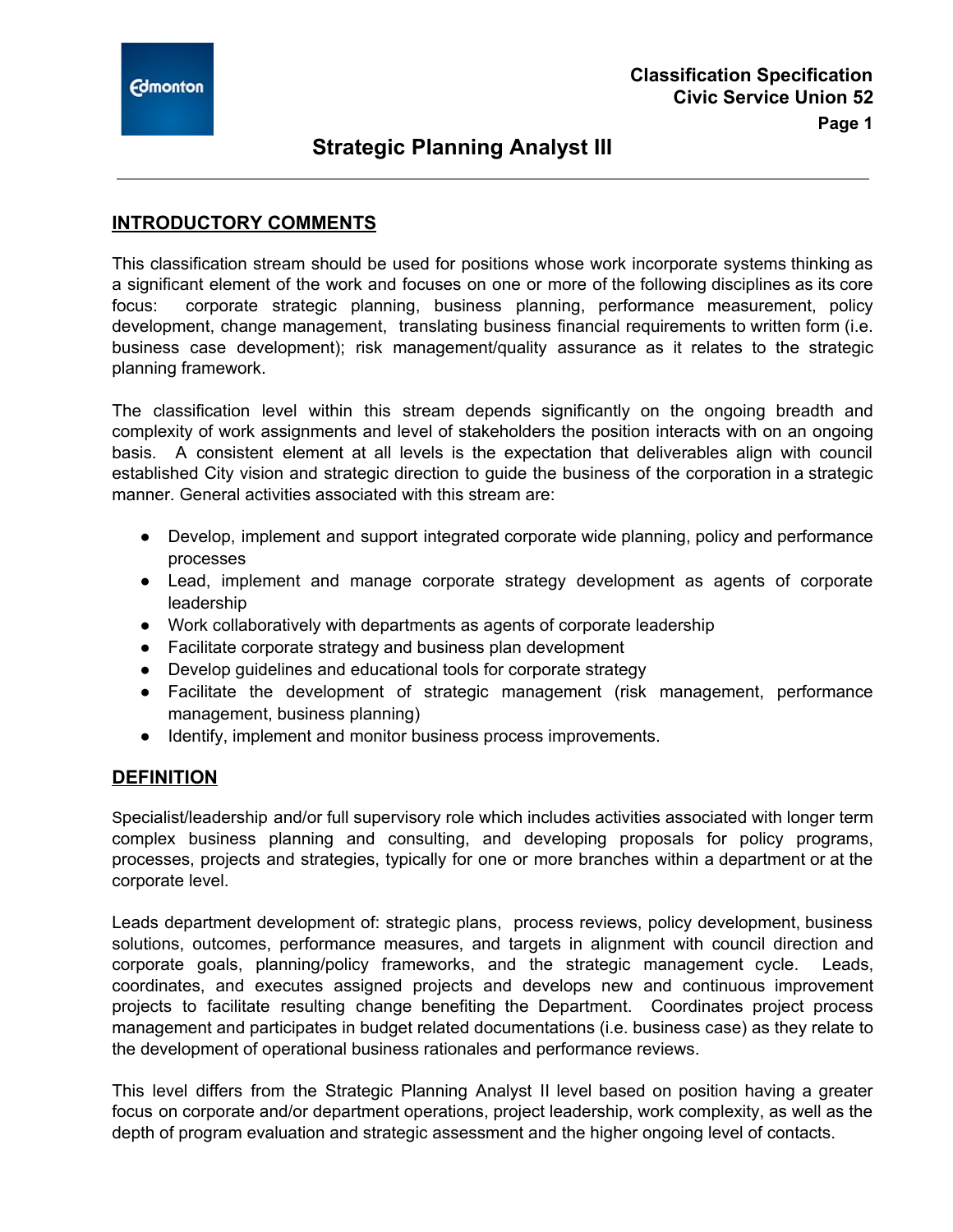Classification Specification
Civic Service Union 52

# Strategic Planning Analyst III

## INTRODUCTORY COMMENTS

This classification stream should be used for positions whose work incorporate systems thinking as a significant element of the work and focuses on one or more of the following disciplines as its core focus: corporate strategic planning, business planning, performance measurement, policy development, change management, translating business financial requirements to written form (i.e. business case development); risk management/quality assurance as it relates to the strategic planning framework.

The classification level within this stream depends significantly on the ongoing breadth and complexity of work assignments and level of stakeholders the position interacts with on an ongoing basis. A consistent element at all levels is the expectation that deliverables align with council established City vision and strategic direction to guide the business of the corporation in a strategic manner. General activities associated with this stream are:

- Develop, implement and support integrated corporate wide planning, policy and performance processes
- Lead, implement and manage corporate strategy development as agents of corporate leadership
- Work collaboratively with departments as agents of corporate leadership
- Facilitate corporate strategy and business plan development
- Develop guidelines and educational tools for corporate strategy
- Facilitate the development of strategic management (risk management, performance management, business planning)
- Identify, implement and monitor business process improvements.

## DEFINITION

Specialist/leadership and/or full supervisory role which includes activities associated with longer term complex business planning and consulting, and developing proposals for policy programs, processes, projects and strategies, typically for one or more branches within a department or at the corporate level.

Leads department development of: strategic plans, process reviews, policy development, business solutions, outcomes, performance measures, and targets in alignment with council direction and corporate goals, planning/policy frameworks, and the strategic management cycle. Leads, coordinates, and executes assigned projects and develops new and continuous improvement projects to facilitate resulting change benefiting the Department. Coordinates project process management and participates in budget related documentations (i.e. business case) as they relate to the development of operational business rationales and performance reviews.

This level differs from the Strategic Planning Analyst II level based on position having a greater focus on corporate and/or department operations, project leadership, work complexity, as well as the depth of program evaluation and strategic assessment and the higher ongoing level of contacts.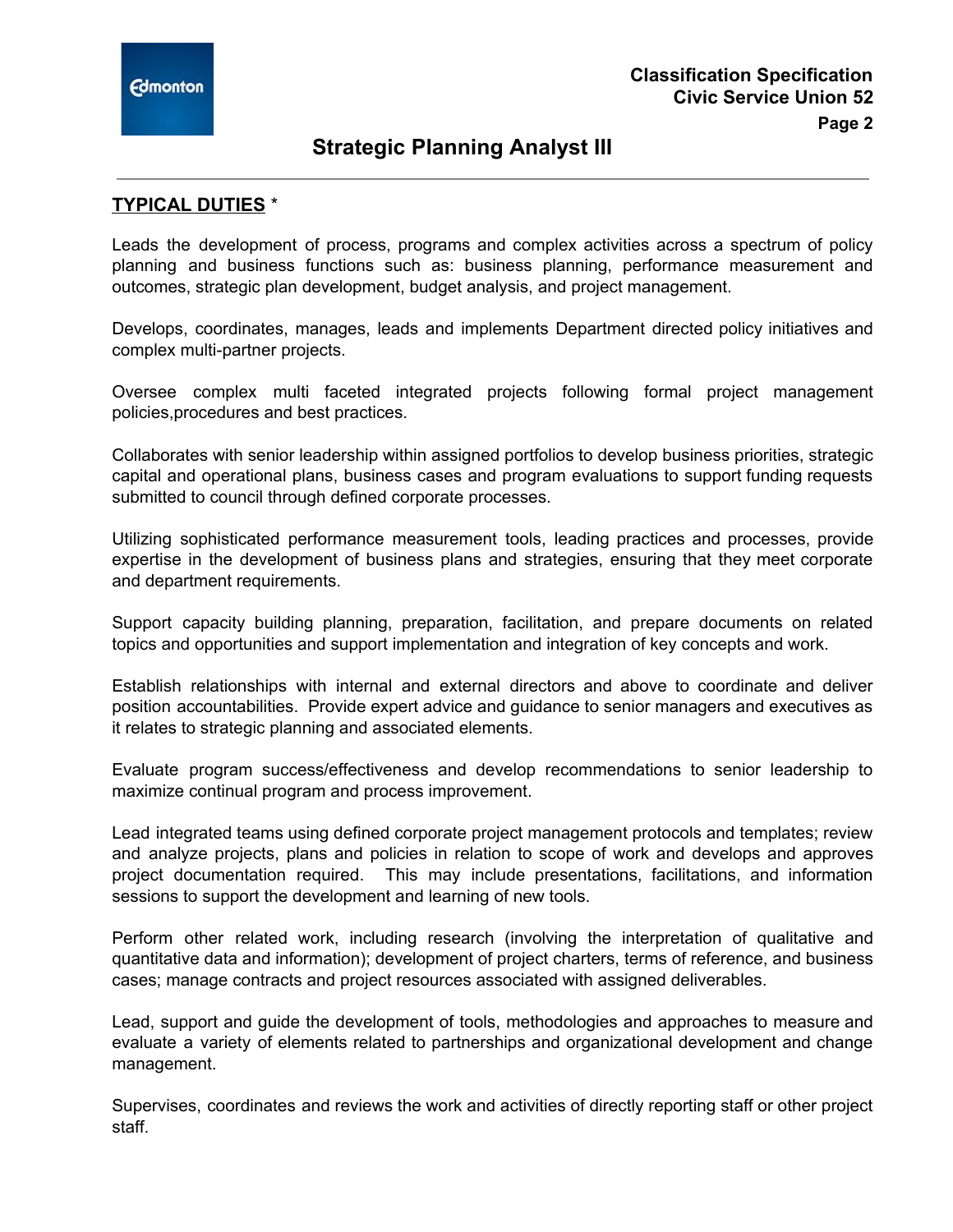## TYPICAL DUTIES *

Leads the development of process, programs and complex activities across a spectrum of policy planning and business functions such as: business planning, performance measurement and outcomes, strategic plan development, budget analysis, and project management.

Develops, coordinates, manages, leads and implements Department directed policy initiatives and complex multi-partner projects.

Oversee complex multi faceted integrated projects following formal project management policies,procedures and best practices.

Collaborates with senior leadership within assigned portfolios to develop business priorities, strategic capital and operational plans, business cases and program evaluations to support funding requests submitted to council through defined corporate processes.

Utilizing sophisticated performance measurement tools, leading practices and processes, provide expertise in the development of business plans and strategies, ensuring that they meet corporate and department requirements.

Support capacity building planning, preparation, facilitation, and prepare documents on related topics and opportunities and support implementation and integration of key concepts and work.

Establish relationships with internal and external directors and above to coordinate and deliver position accountabilities. Provide expert advice and guidance to senior managers and executives as it relates to strategic planning and associated elements.

Evaluate program success/effectiveness and develop recommendations to senior leadership to maximize continual program and process improvement.

Lead integrated teams using defined corporate project management protocols and templates; review and analyze projects, plans and policies in relation to scope of work and develops and approves project documentation required. This may include presentations, facilitations, and information sessions to support the development and learning of new tools.

Perform other related work, including research (involving the interpretation of qualitative and quantitative data and information); development of project charters, terms of reference, and business cases; manage contracts and project resources associated with assigned deliverables.

Lead, support and guide the development of tools, methodologies and approaches to measure and evaluate a variety of elements related to partnerships and organizational development and change management.

Supervises, coordinates and reviews the work and activities of directly reporting staff or other project staff.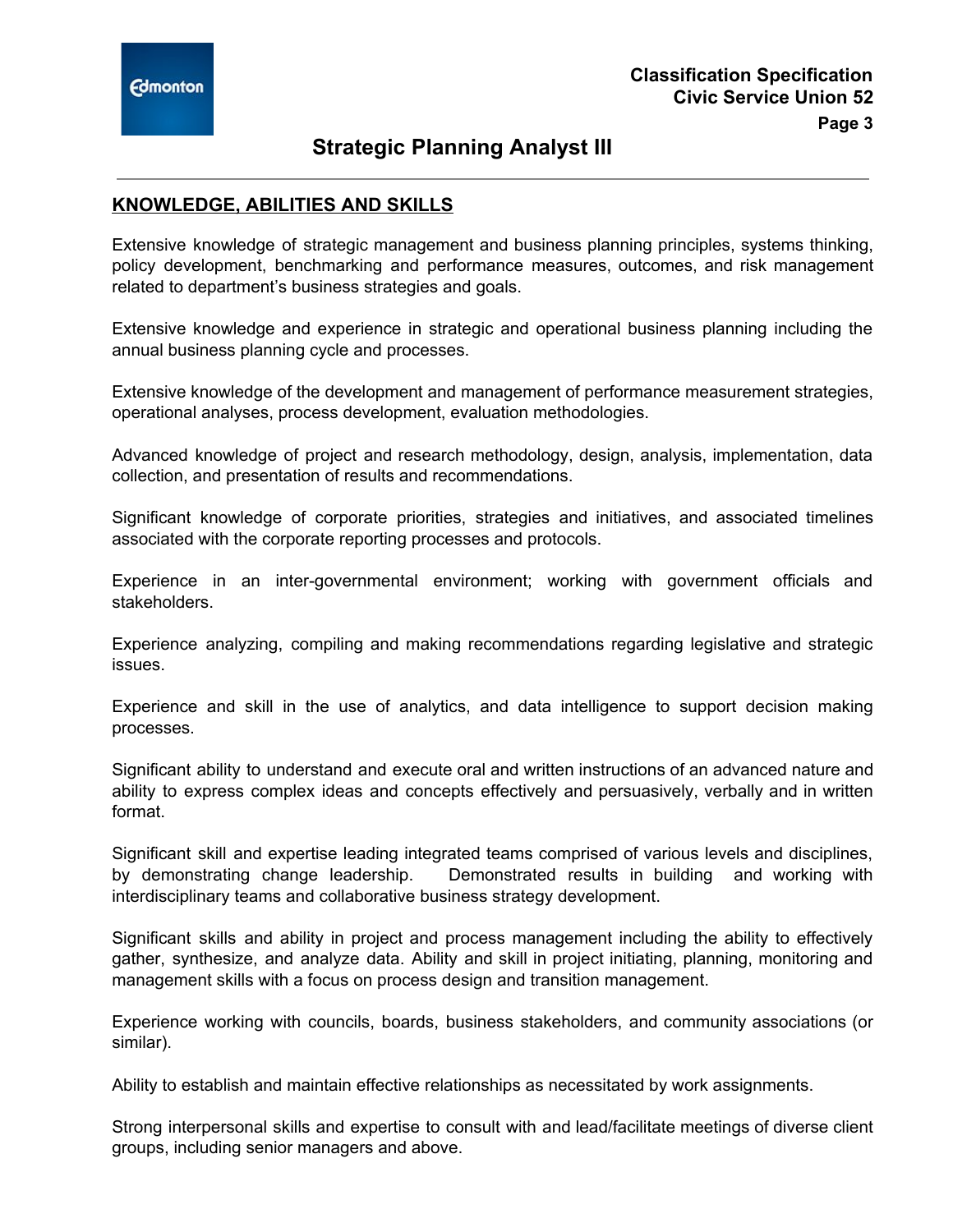## KNOWLEDGE, ABILITIES AND SKILLS

Extensive knowledge of strategic management and business planning principles, systems thinking, policy development, benchmarking and performance measures, outcomes, and risk management related to department's business strategies and goals.

Extensive knowledge and experience in strategic and operational business planning including the annual business planning cycle and processes.

Extensive knowledge of the development and management of performance measurement strategies, operational analyses, process development, evaluation methodologies.

Advanced knowledge of project and research methodology, design, analysis, implementation, data collection, and presentation of results and recommendations.

Significant knowledge of corporate priorities, strategies and initiatives, and associated timelines associated with the corporate reporting processes and protocols.

Experience in an inter-governmental environment; working with government officials and stakeholders.

Experience analyzing, compiling and making recommendations regarding legislative and strategic issues.

Experience and skill in the use of analytics, and data intelligence to support decision making processes.

Significant ability to understand and execute oral and written instructions of an advanced nature and ability to express complex ideas and concepts effectively and persuasively, verbally and in written format.

Significant skill and expertise leading integrated teams comprised of various levels and disciplines, by demonstrating change leadership. Demonstrated results in building and working with interdisciplinary teams and collaborative business strategy development.

Significant skills and ability in project and process management including the ability to effectively gather, synthesize, and analyze data. Ability and skill in project initiating, planning, monitoring and management skills with a focus on process design and transition management.

Experience working with councils, boards, business stakeholders, and community associations (or similar).

Ability to establish and maintain effective relationships as necessitated by work assignments.

Strong interpersonal skills and expertise to consult with and lead/facilitate meetings of diverse client groups, including senior managers and above.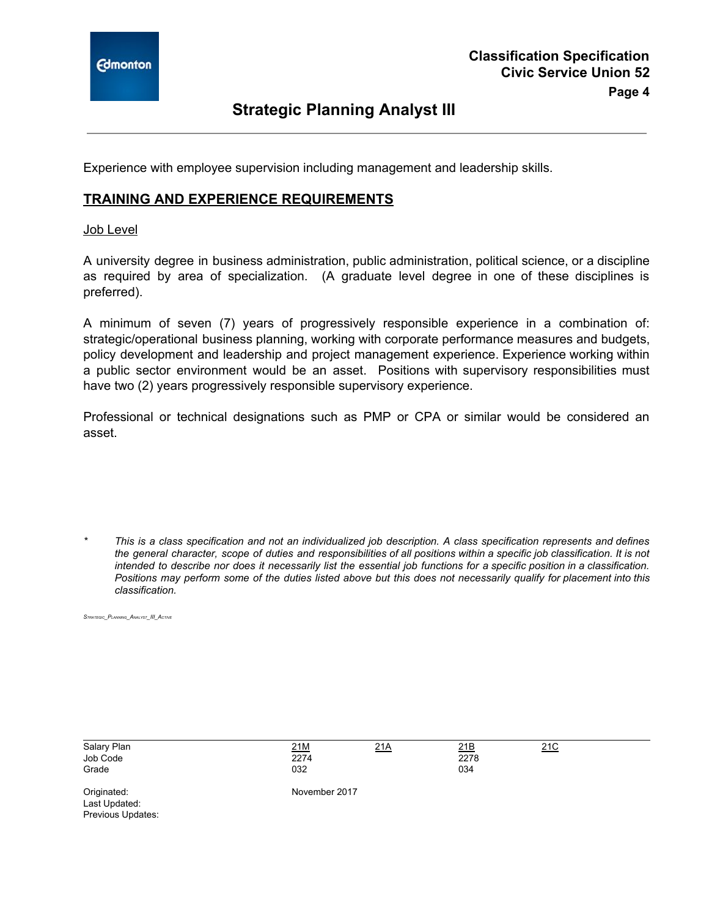Experience with employee supervision including management and leadership skills.

## TRAINING AND EXPERIENCE REQUIREMENTS

Job Level

A university degree in business administration, public administration, political science, or a discipline as required by area of specialization. (A graduate level degree in one of these disciplines is preferred).

A minimum of seven (7) years of progressively responsible experience in a combination of: strategic/operational business planning, working with corporate performance measures and budgets, policy development and leadership and project management experience. Experience working within a public sector environment would be an asset. Positions with supervisory responsibilities must have two (2) years progressively responsible supervisory experience.

Professional or technical designations such as PMP or CPA or similar would be considered an asset.

\* *This is a class specification and not an individualized job description. A class specification represents and defines the general character, scope of duties and responsibilities of all positions within a specific job classification. It is not intended to describe nor does it necessarily list the essential job functions for a specific position in a classification. Positions may perform some of the duties listed above but this does not necessarily qualify for placement into this classification.*

Strategic_Planning_Analyst_III_Active

| | | | | |
|---|---|---|---|---|
| Salary Plan | 21M | 21A | 21B | 21C |
| Job Code | 2274 | | 2278 | |
| Grade | 032 | | 034 | |

| | |
|---|---|
| Originated: | November 2017 |
| Last Updated: | |
| Previous Updates: | |